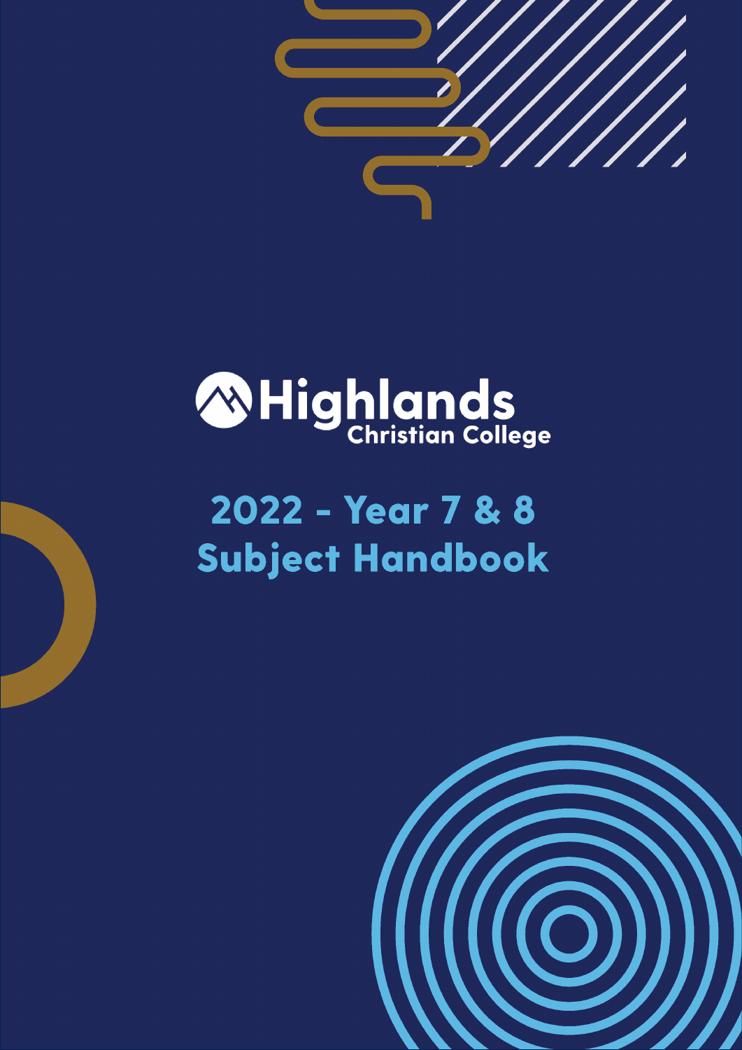Highlands Christian College

# 2022 - Year 7 & 8 Subject Handbook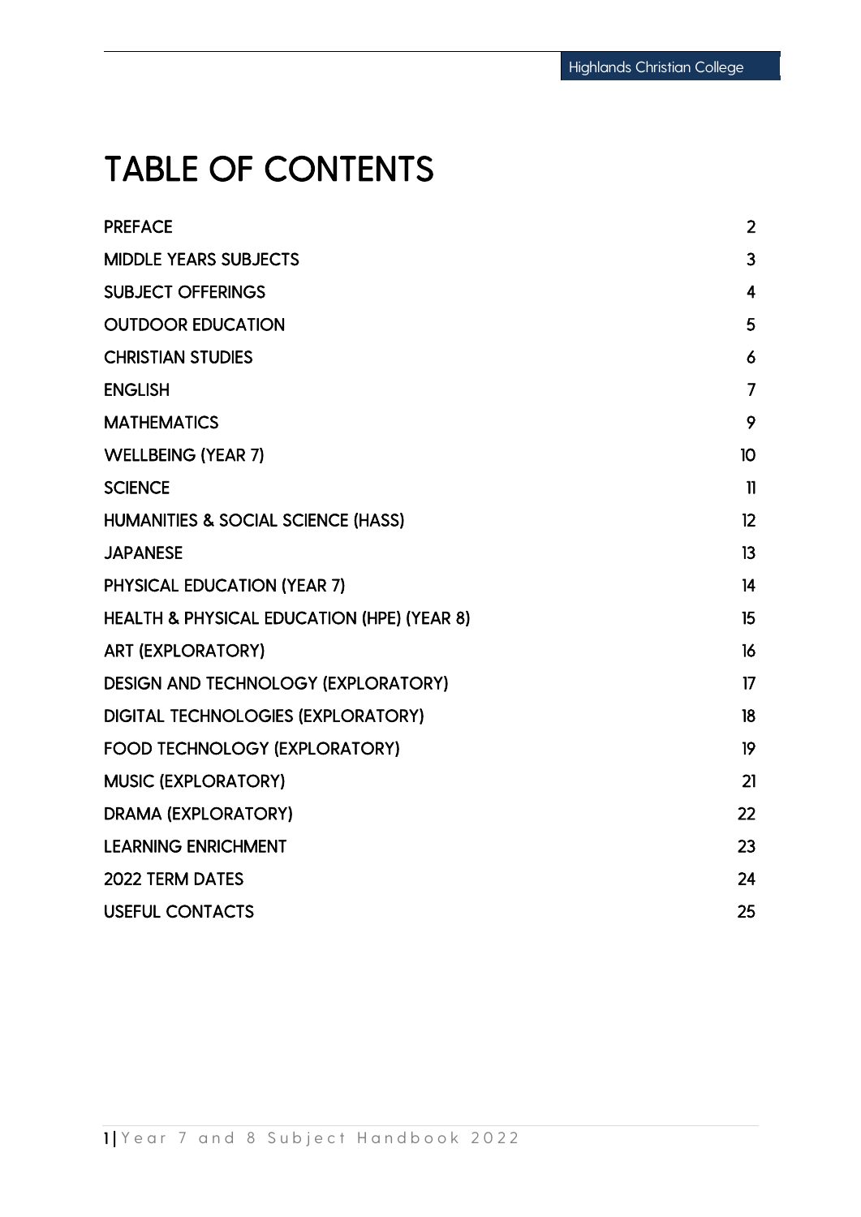# TABLE OF CONTENTS

| | |
|---|---|
| PREFACE | 2 |
| MIDDLE YEARS SUBJECTS | 3 |
| SUBJECT OFFERINGS | 4 |
| OUTDOOR EDUCATION | 5 |
| CHRISTIAN STUDIES | 6 |
| ENGLISH | 7 |
| MATHEMATICS | 9 |
| WELLBEING (YEAR 7) | 10 |
| SCIENCE | 11 |
| HUMANITIES & SOCIAL SCIENCE (HASS) | 12 |
| JAPANESE | 13 |
| PHYSICAL EDUCATION (YEAR 7) | 14 |
| HEALTH & PHYSICAL EDUCATION (HPE) (YEAR 8) | 15 |
| ART (EXPLORATORY) | 16 |
| DESIGN AND TECHNOLOGY (EXPLORATORY) | 17 |
| DIGITAL TECHNOLOGIES (EXPLORATORY) | 18 |
| FOOD TECHNOLOGY (EXPLORATORY) | 19 |
| MUSIC (EXPLORATORY) | 21 |
| DRAMA (EXPLORATORY) | 22 |
| LEARNING ENRICHMENT | 23 |
| 2022 TERM DATES | 24 |
| USEFUL CONTACTS | 25 |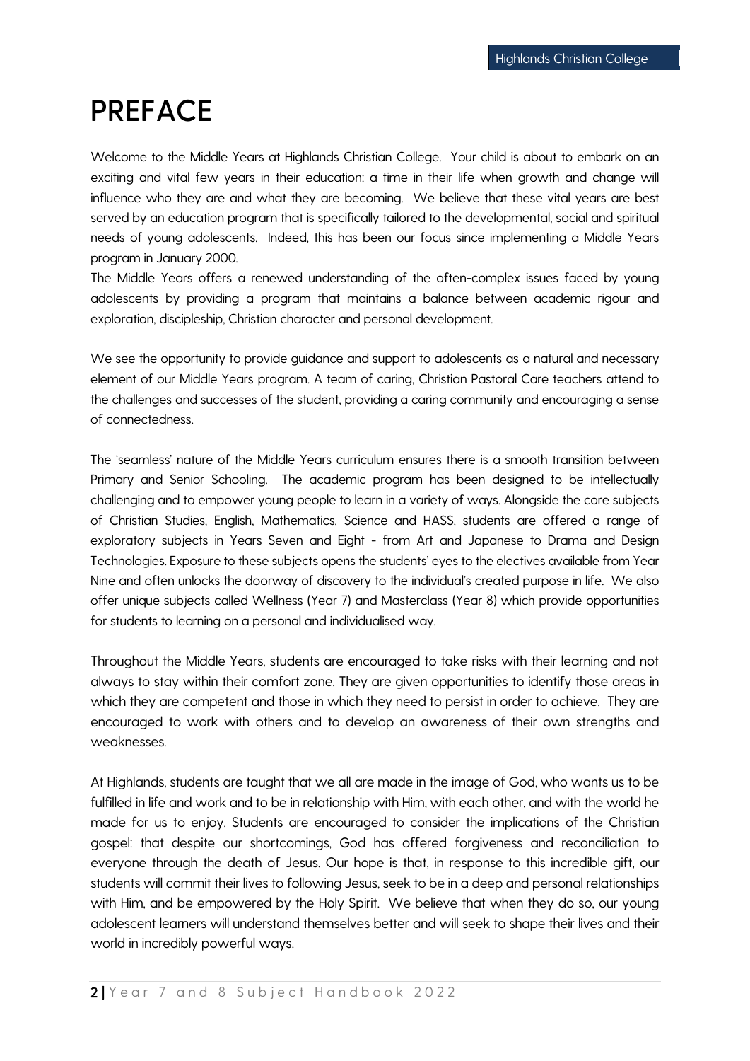# PREFACE

Welcome to the Middle Years at Highlands Christian College. Your child is about to embark on an exciting and vital few years in their education; a time in their life when growth and change will influence who they are and what they are becoming. We believe that these vital years are best served by an education program that is specifically tailored to the developmental, social and spiritual needs of young adolescents. Indeed, this has been our focus since implementing a Middle Years program in January 2000.

The Middle Years offers a renewed understanding of the often-complex issues faced by young adolescents by providing a program that maintains a balance between academic rigour and exploration, discipleship, Christian character and personal development.

We see the opportunity to provide guidance and support to adolescents as a natural and necessary element of our Middle Years program. A team of caring, Christian Pastoral Care teachers attend to the challenges and successes of the student, providing a caring community and encouraging a sense of connectedness.

The 'seamless' nature of the Middle Years curriculum ensures there is a smooth transition between Primary and Senior Schooling. The academic program has been designed to be intellectually challenging and to empower young people to learn in a variety of ways. Alongside the core subjects of Christian Studies, English, Mathematics, Science and HASS, students are offered a range of exploratory subjects in Years Seven and Eight - from Art and Japanese to Drama and Design Technologies. Exposure to these subjects opens the students' eyes to the electives available from Year Nine and often unlocks the doorway of discovery to the individual's created purpose in life. We also offer unique subjects called Wellness (Year 7) and Masterclass (Year 8) which provide opportunities for students to learning on a personal and individualised way.

Throughout the Middle Years, students are encouraged to take risks with their learning and not always to stay within their comfort zone. They are given opportunities to identify those areas in which they are competent and those in which they need to persist in order to achieve. They are encouraged to work with others and to develop an awareness of their own strengths and weaknesses.

At Highlands, students are taught that we all are made in the image of God, who wants us to be fulfilled in life and work and to be in relationship with Him, with each other, and with the world he made for us to enjoy. Students are encouraged to consider the implications of the Christian gospel: that despite our shortcomings, God has offered forgiveness and reconciliation to everyone through the death of Jesus. Our hope is that, in response to this incredible gift, our students will commit their lives to following Jesus, seek to be in a deep and personal relationships with Him, and be empowered by the Holy Spirit. We believe that when they do so, our young adolescent learners will understand themselves better and will seek to shape their lives and their world in incredibly powerful ways.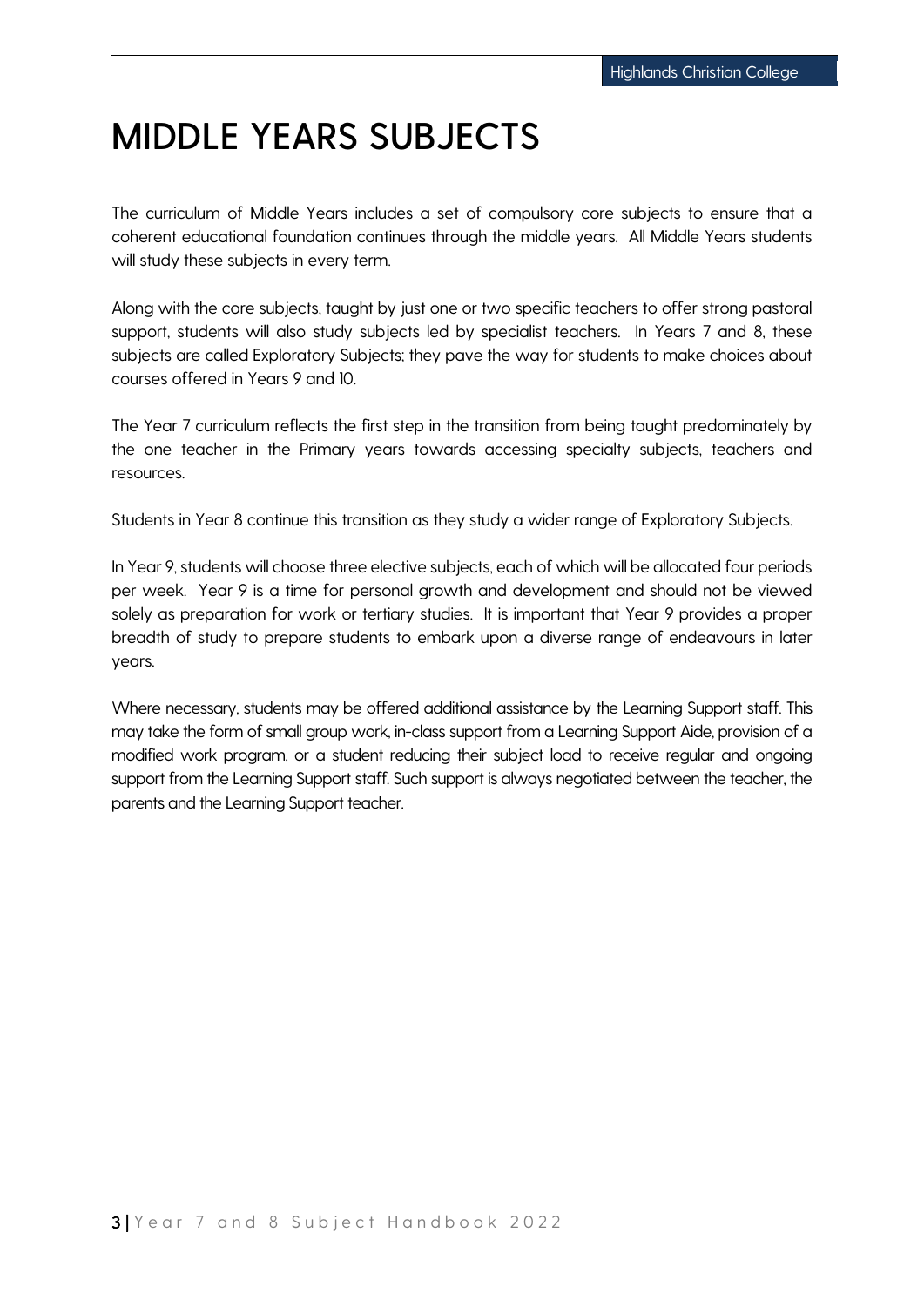# MIDDLE YEARS SUBJECTS

The curriculum of Middle Years includes a set of compulsory core subjects to ensure that a coherent educational foundation continues through the middle years. All Middle Years students will study these subjects in every term.

Along with the core subjects, taught by just one or two specific teachers to offer strong pastoral support, students will also study subjects led by specialist teachers. In Years 7 and 8, these subjects are called Exploratory Subjects; they pave the way for students to make choices about courses offered in Years 9 and 10.

The Year 7 curriculum reflects the first step in the transition from being taught predominately by the one teacher in the Primary years towards accessing specialty subjects, teachers and resources.

Students in Year 8 continue this transition as they study a wider range of Exploratory Subjects.

In Year 9, students will choose three elective subjects, each of which will be allocated four periods per week. Year 9 is a time for personal growth and development and should not be viewed solely as preparation for work or tertiary studies. It is important that Year 9 provides a proper breadth of study to prepare students to embark upon a diverse range of endeavours in later years.

Where necessary, students may be offered additional assistance by the Learning Support staff. This may take the form of small group work, in-class support from a Learning Support Aide, provision of a modified work program, or a student reducing their subject load to receive regular and ongoing support from the Learning Support staff. Such support is always negotiated between the teacher, the parents and the Learning Support teacher.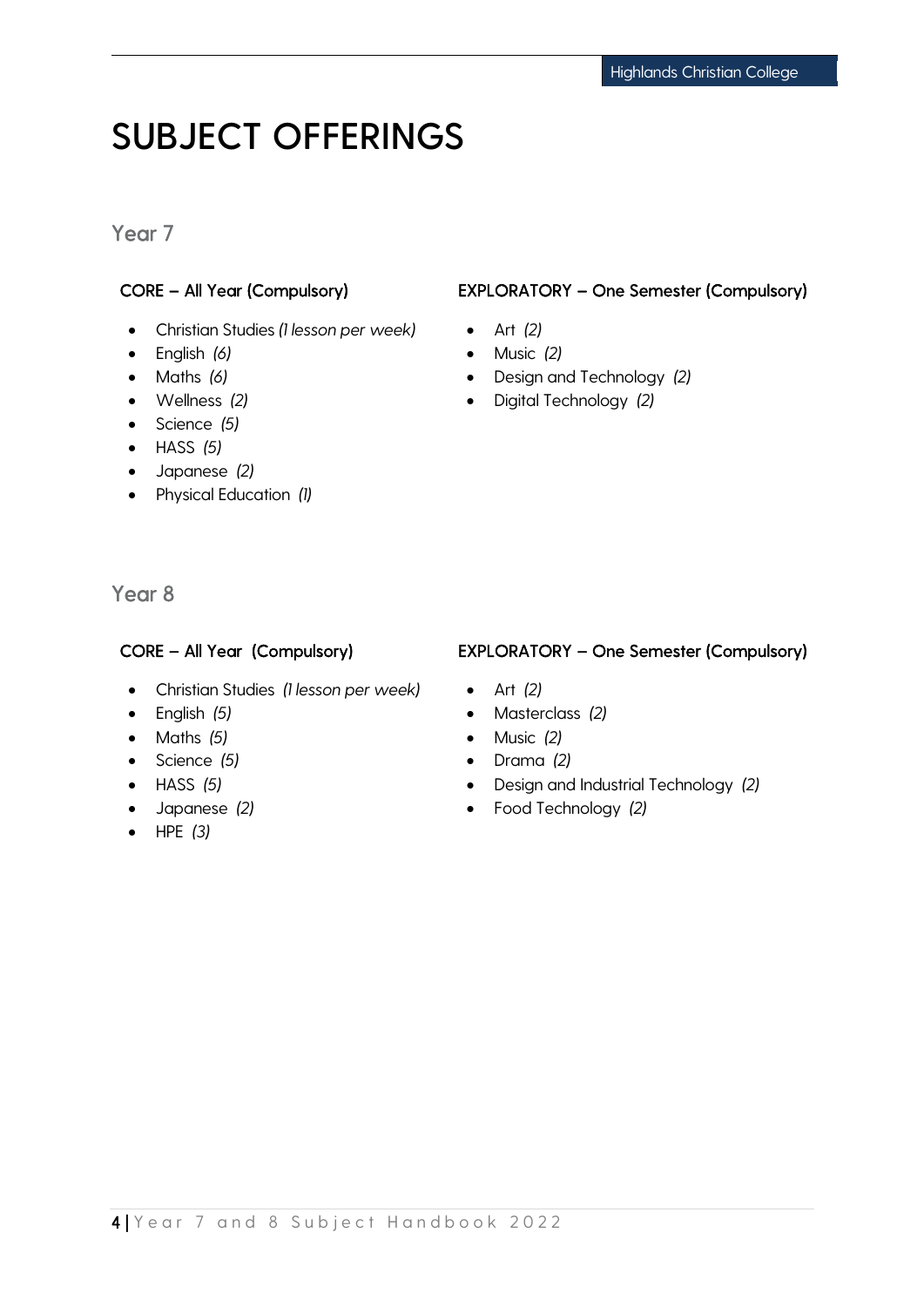# SUBJECT OFFERINGS

## Year 7

### CORE – All Year (Compulsory)

- Christian Studies *(1 lesson per week)*
- English *(6)*
- Maths *(6)*
- Wellness *(2)*
- Science *(5)*
- HASS *(5)*
- Japanese *(2)*
- Physical Education *(1)*

### EXPLORATORY – One Semester (Compulsory)

- Art *(2)*
- Music *(2)*
- Design and Technology *(2)*
- Digital Technology *(2)*

## Year 8

### CORE – All Year (Compulsory)

- Christian Studies *(1 lesson per week)*
- English *(5)*
- Maths *(5)*
- Science *(5)*
- HASS *(5)*
- Japanese *(2)*
- HPE *(3)*

### EXPLORATORY – One Semester (Compulsory)

- Art *(2)*
- Masterclass *(2)*
- Music *(2)*
- Drama *(2)*
- Design and Industrial Technology *(2)*
- Food Technology *(2)*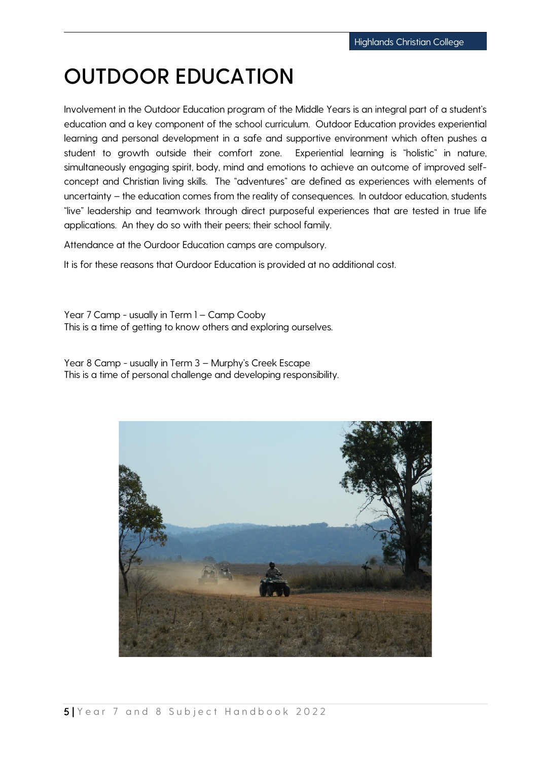# OUTDOOR EDUCATION

Involvement in the Outdoor Education program of the Middle Years is an integral part of a student's education and a key component of the school curriculum. Outdoor Education provides experiential learning and personal development in a safe and supportive environment which often pushes a student to growth outside their comfort zone. Experiential learning is "holistic" in nature, simultaneously engaging spirit, body, mind and emotions to achieve an outcome of improved self-concept and Christian living skills. The "adventures" are defined as experiences with elements of uncertainty – the education comes from the reality of consequences. In outdoor education, students "live" leadership and teamwork through direct purposeful experiences that are tested in true life applications. An they do so with their peers; their school family.

Attendance at the Ourdoor Education camps are compulsory.

It is for these reasons that Ourdoor Education is provided at no additional cost.

Year 7 Camp - usually in Term 1 – Camp Cooby
This is a time of getting to know others and exploring ourselves.

Year 8 Camp - usually in Term 3 – Murphy's Creek Escape
This is a time of personal challenge and developing responsibility.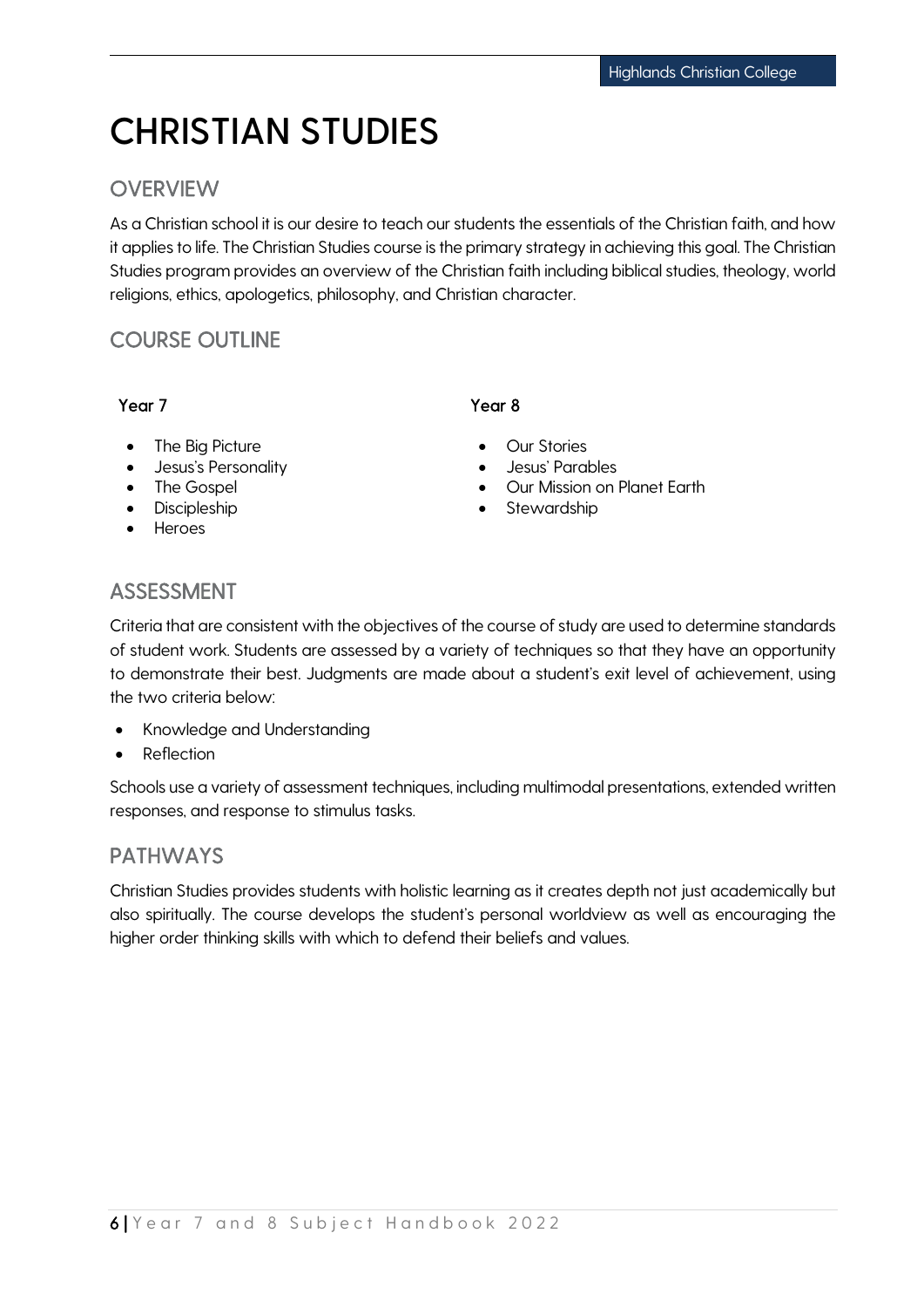# CHRISTIAN STUDIES

## OVERVIEW

As a Christian school it is our desire to teach our students the essentials of the Christian faith, and how it applies to life. The Christian Studies course is the primary strategy in achieving this goal. The Christian Studies program provides an overview of the Christian faith including biblical studies, theology, world religions, ethics, apologetics, philosophy, and Christian character.

## COURSE OUTLINE

**Year 7**

- The Big Picture
- Jesus's Personality
- The Gospel
- Discipleship
- Heroes

**Year 8**

- Our Stories
- Jesus' Parables
- Our Mission on Planet Earth
- Stewardship

## ASSESSMENT

Criteria that are consistent with the objectives of the course of study are used to determine standards of student work. Students are assessed by a variety of techniques so that they have an opportunity to demonstrate their best. Judgments are made about a student's exit level of achievement, using the two criteria below:

- Knowledge and Understanding
- Reflection

Schools use a variety of assessment techniques, including multimodal presentations, extended written responses, and response to stimulus tasks.

## PATHWAYS

Christian Studies provides students with holistic learning as it creates depth not just academically but also spiritually. The course develops the student's personal worldview as well as encouraging the higher order thinking skills with which to defend their beliefs and values.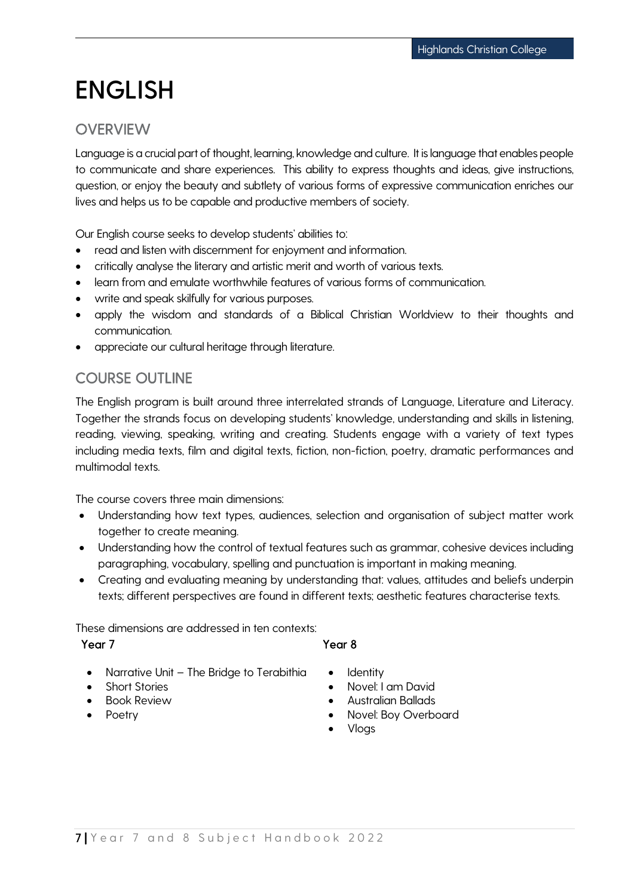# ENGLISH

## OVERVIEW

Language is a crucial part of thought, learning, knowledge and culture. It is language that enables people to communicate and share experiences. This ability to express thoughts and ideas, give instructions, question, or enjoy the beauty and subtlety of various forms of expressive communication enriches our lives and helps us to be capable and productive members of society.

Our English course seeks to develop students' abilities to:

- read and listen with discernment for enjoyment and information.
- critically analyse the literary and artistic merit and worth of various texts.
- learn from and emulate worthwhile features of various forms of communication.
- write and speak skilfully for various purposes.
- apply the wisdom and standards of a Biblical Christian Worldview to their thoughts and communication.
- appreciate our cultural heritage through literature.

## COURSE OUTLINE

The English program is built around three interrelated strands of Language, Literature and Literacy. Together the strands focus on developing students' knowledge, understanding and skills in listening, reading, viewing, speaking, writing and creating. Students engage with a variety of text types including media texts, film and digital texts, fiction, non-fiction, poetry, dramatic performances and multimodal texts.

The course covers three main dimensions:

- Understanding how text types, audiences, selection and organisation of subject matter work together to create meaning.
- Understanding how the control of textual features such as grammar, cohesive devices including paragraphing, vocabulary, spelling and punctuation is important in making meaning.
- Creating and evaluating meaning by understanding that: values, attitudes and beliefs underpin texts; different perspectives are found in different texts; aesthetic features characterise texts.

These dimensions are addressed in ten contexts:

**Year 7**

- Narrative Unit – The Bridge to Terabithia
- Short Stories
- Book Review
- Poetry

**Year 8**

- Identity
- Novel: I am David
- Australian Ballads
- Novel: Boy Overboard
- Vlogs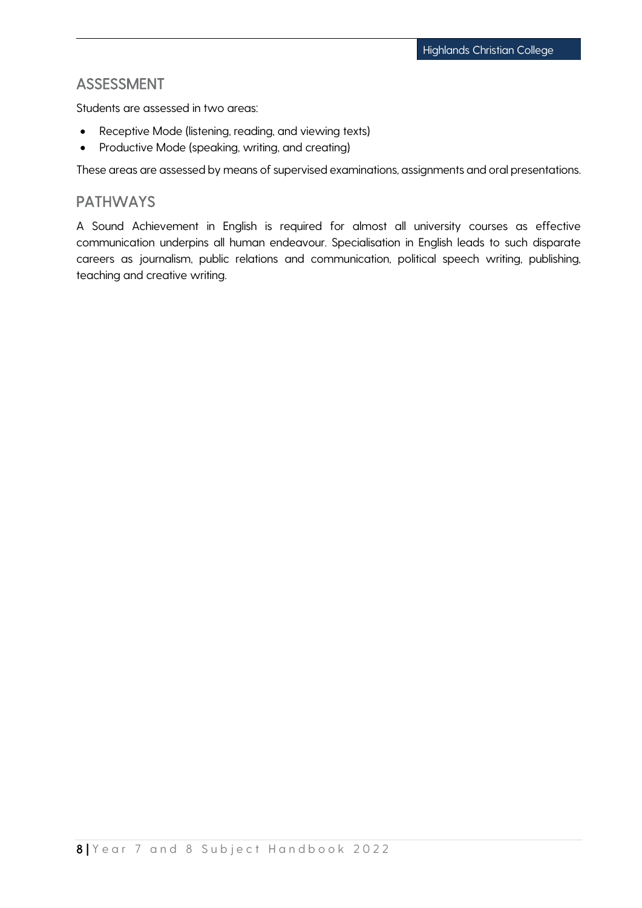## ASSESSMENT

Students are assessed in two areas:

- Receptive Mode (listening, reading, and viewing texts)
- Productive Mode (speaking, writing, and creating)

These areas are assessed by means of supervised examinations, assignments and oral presentations.

## PATHWAYS

A Sound Achievement in English is required for almost all university courses as effective communication underpins all human endeavour. Specialisation in English leads to such disparate careers as journalism, public relations and communication, political speech writing, publishing, teaching and creative writing.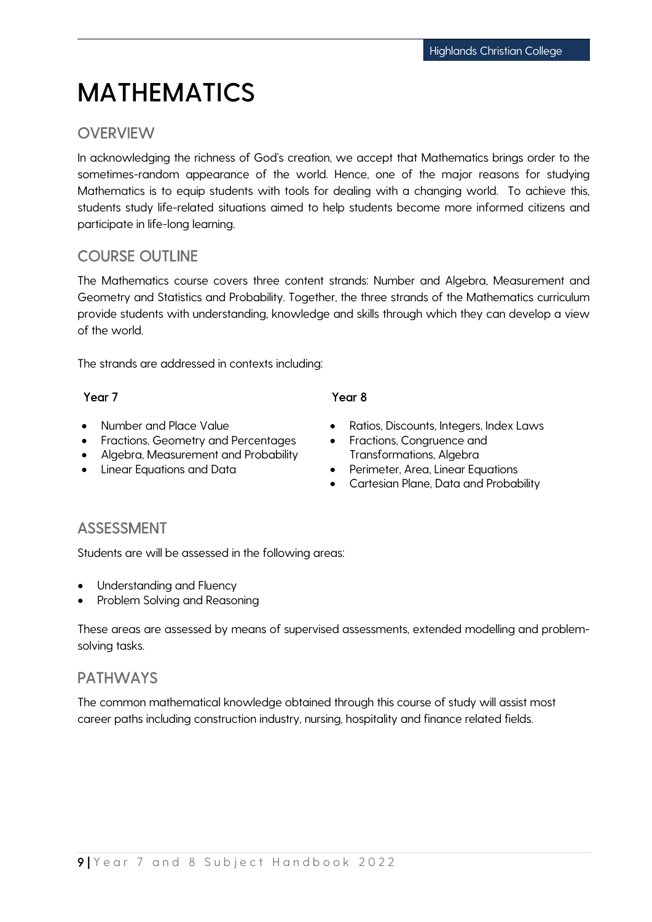# MATHEMATICS

## OVERVIEW

In acknowledging the richness of God's creation, we accept that Mathematics brings order to the sometimes-random appearance of the world. Hence, one of the major reasons for studying Mathematics is to equip students with tools for dealing with a changing world. To achieve this, students study life-related situations aimed to help students become more informed citizens and participate in life-long learning.

## COURSE OUTLINE

The Mathematics course covers three content strands: Number and Algebra, Measurement and Geometry and Statistics and Probability. Together, the three strands of the Mathematics curriculum provide students with understanding, knowledge and skills through which they can develop a view of the world.

The strands are addressed in contexts including:

**Year 7**

- Number and Place Value
- Fractions, Geometry and Percentages
- Algebra, Measurement and Probability
- Linear Equations and Data

**Year 8**

- Ratios, Discounts, Integers, Index Laws
- Fractions, Congruence and Transformations, Algebra
- Perimeter, Area, Linear Equations
- Cartesian Plane, Data and Probability

## ASSESSMENT

Students are will be assessed in the following areas:

- Understanding and Fluency
- Problem Solving and Reasoning

These areas are assessed by means of supervised assessments, extended modelling and problem-solving tasks.

## PATHWAYS

The common mathematical knowledge obtained through this course of study will assist most career paths including construction industry, nursing, hospitality and finance related fields.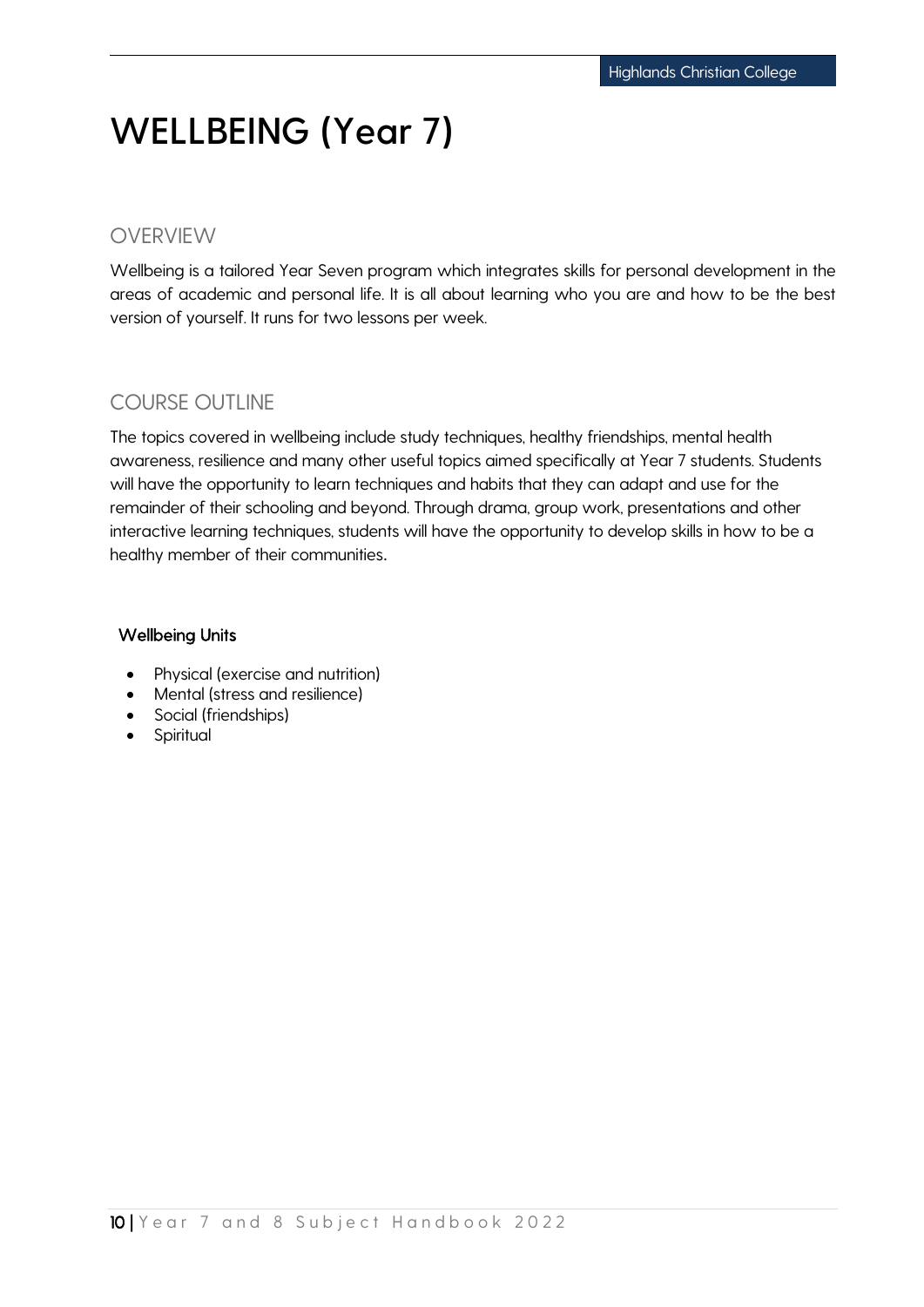# WELLBEING (Year 7)

## OVERVIEW

Wellbeing is a tailored Year Seven program which integrates skills for personal development in the areas of academic and personal life. It is all about learning who you are and how to be the best version of yourself. It runs for two lessons per week.

## COURSE OUTLINE

The topics covered in wellbeing include study techniques, healthy friendships, mental health awareness, resilience and many other useful topics aimed specifically at Year 7 students. Students will have the opportunity to learn techniques and habits that they can adapt and use for the remainder of their schooling and beyond. Through drama, group work, presentations and other interactive learning techniques, students will have the opportunity to develop skills in how to be a healthy member of their communities.

**Wellbeing Units**

- Physical (exercise and nutrition)
- Mental (stress and resilience)
- Social (friendships)
- Spiritual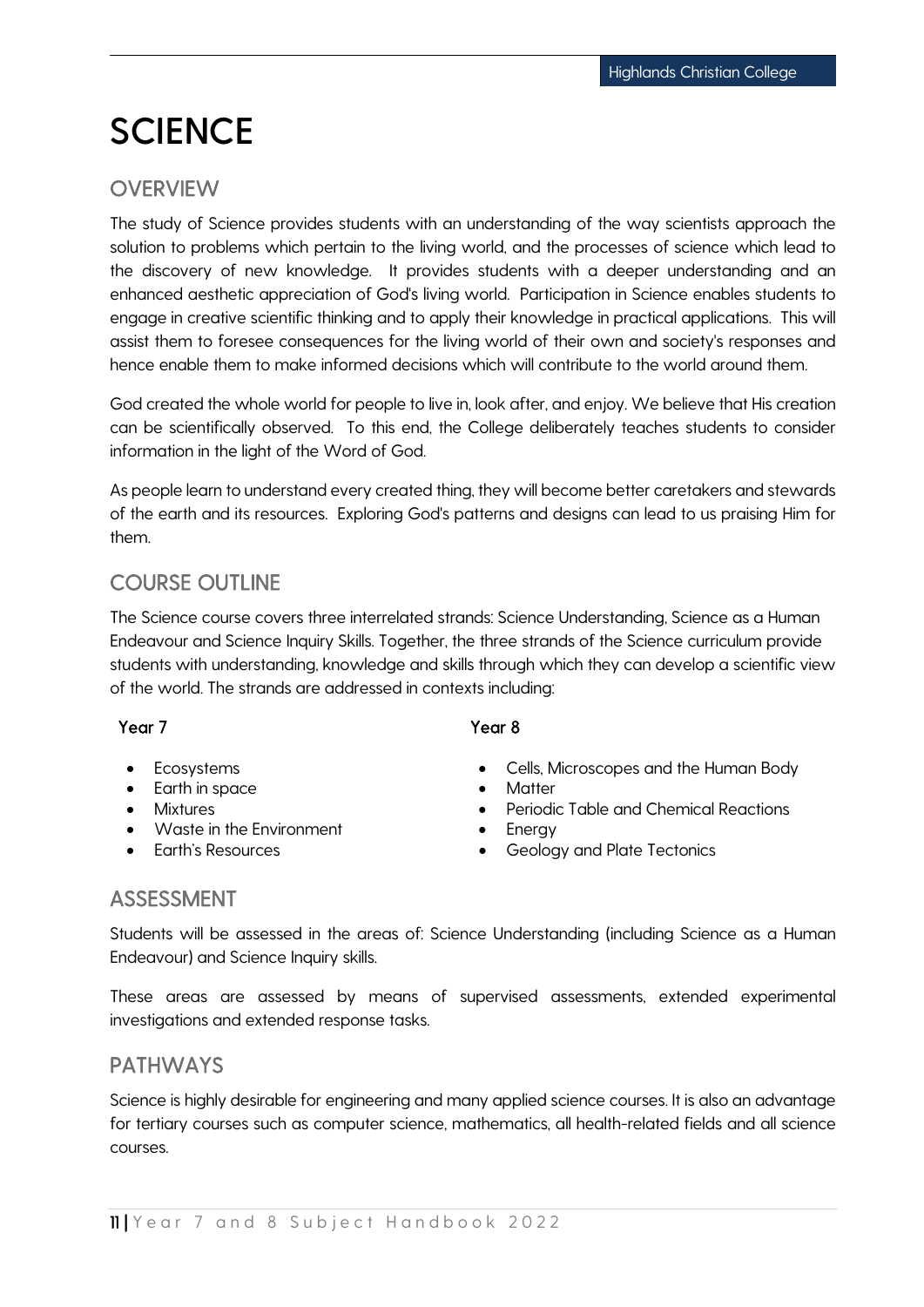# SCIENCE

## OVERVIEW

The study of Science provides students with an understanding of the way scientists approach the solution to problems which pertain to the living world, and the processes of science which lead to the discovery of new knowledge. It provides students with a deeper understanding and an enhanced aesthetic appreciation of God's living world. Participation in Science enables students to engage in creative scientific thinking and to apply their knowledge in practical applications. This will assist them to foresee consequences for the living world of their own and society's responses and hence enable them to make informed decisions which will contribute to the world around them.

God created the whole world for people to live in, look after, and enjoy. We believe that His creation can be scientifically observed. To this end, the College deliberately teaches students to consider information in the light of the Word of God.

As people learn to understand every created thing, they will become better caretakers and stewards of the earth and its resources. Exploring God's patterns and designs can lead to us praising Him for them.

## COURSE OUTLINE

The Science course covers three interrelated strands: Science Understanding, Science as a Human Endeavour and Science Inquiry Skills. Together, the three strands of the Science curriculum provide students with understanding, knowledge and skills through which they can develop a scientific view of the world. The strands are addressed in contexts including:

**Year 7**

- Ecosystems
- Earth in space
- Mixtures
- Waste in the Environment
- Earth's Resources

**Year 8**

- Cells, Microscopes and the Human Body
- Matter
- Periodic Table and Chemical Reactions
- Energy
- Geology and Plate Tectonics

## ASSESSMENT

Students will be assessed in the areas of: Science Understanding (including Science as a Human Endeavour) and Science Inquiry skills.

These areas are assessed by means of supervised assessments, extended experimental investigations and extended response tasks.

## PATHWAYS

Science is highly desirable for engineering and many applied science courses. It is also an advantage for tertiary courses such as computer science, mathematics, all health-related fields and all science courses.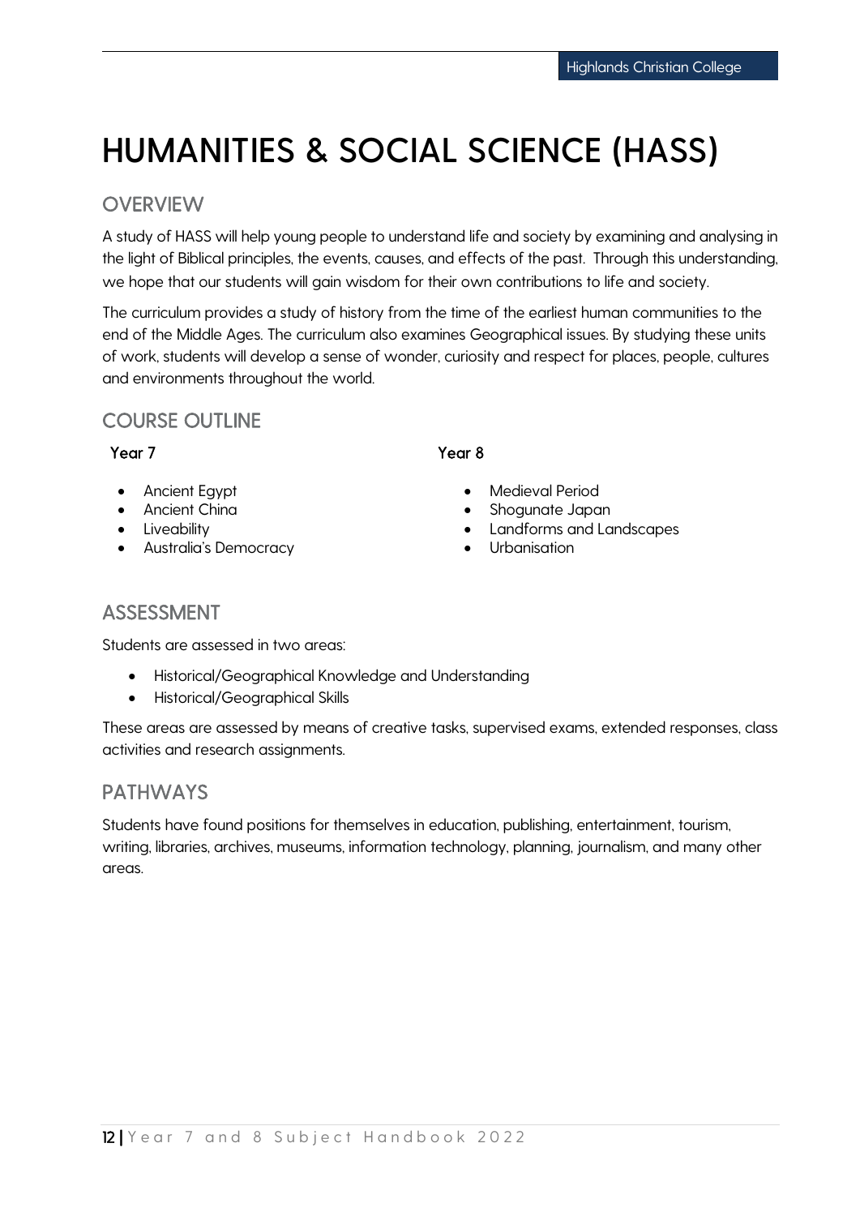# HUMANITIES & SOCIAL SCIENCE (HASS)

## OVERVIEW

A study of HASS will help young people to understand life and society by examining and analysing in the light of Biblical principles, the events, causes, and effects of the past. Through this understanding, we hope that our students will gain wisdom for their own contributions to life and society.

The curriculum provides a study of history from the time of the earliest human communities to the end of the Middle Ages. The curriculum also examines Geographical issues. By studying these units of work, students will develop a sense of wonder, curiosity and respect for places, people, cultures and environments throughout the world.

## COURSE OUTLINE

**Year 7**

- Ancient Egypt
- Ancient China
- Liveability
- Australia's Democracy

**Year 8**

- Medieval Period
- Shogunate Japan
- Landforms and Landscapes
- Urbanisation

## ASSESSMENT

Students are assessed in two areas:

- Historical/Geographical Knowledge and Understanding
- Historical/Geographical Skills

These areas are assessed by means of creative tasks, supervised exams, extended responses, class activities and research assignments.

## PATHWAYS

Students have found positions for themselves in education, publishing, entertainment, tourism, writing, libraries, archives, museums, information technology, planning, journalism, and many other areas.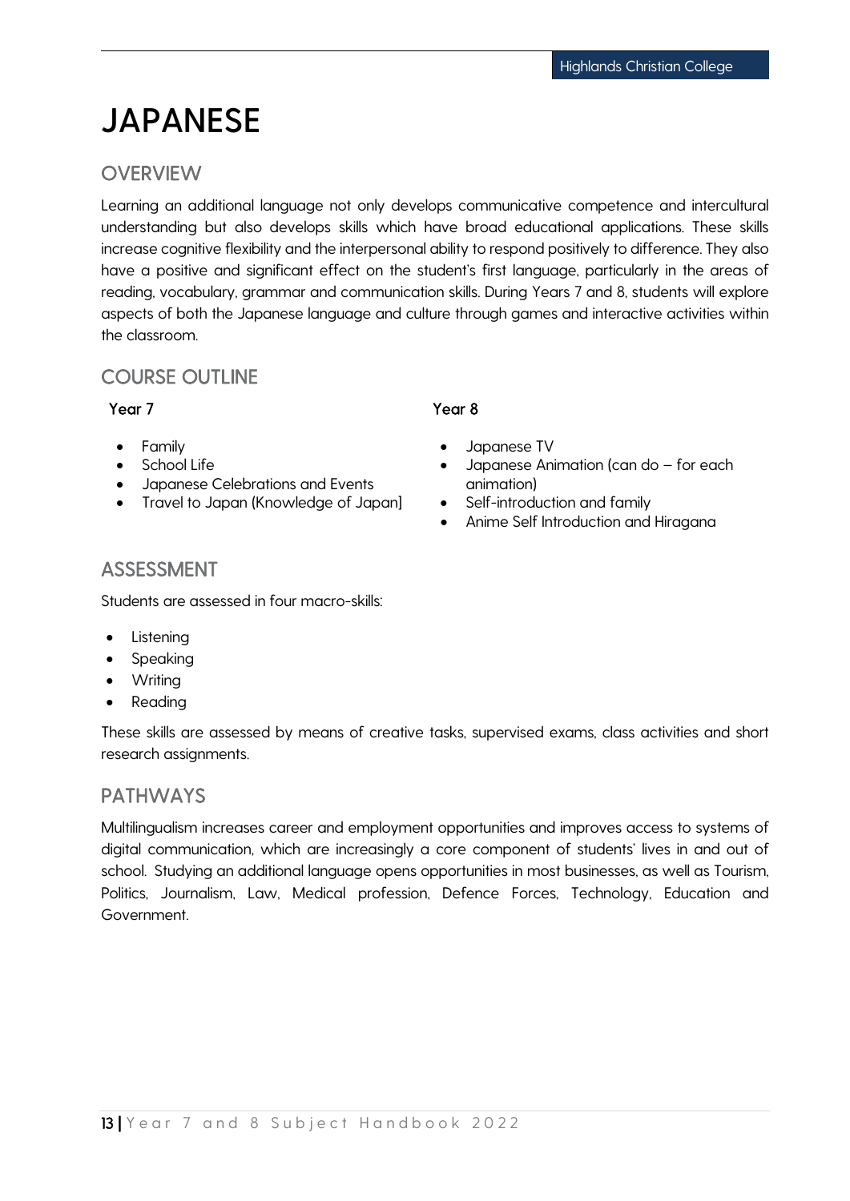# JAPANESE

## OVERVIEW

Learning an additional language not only develops communicative competence and intercultural understanding but also develops skills which have broad educational applications. These skills increase cognitive flexibility and the interpersonal ability to respond positively to difference. They also have a positive and significant effect on the student's first language, particularly in the areas of reading, vocabulary, grammar and communication skills. During Years 7 and 8, students will explore aspects of both the Japanese language and culture through games and interactive activities within the classroom.

## COURSE OUTLINE

**Year 7**

- Family
- School Life
- Japanese Celebrations and Events
- Travel to Japan (Knowledge of Japan]

**Year 8**

- Japanese TV
- Japanese Animation (can do – for each animation)
- Self-introduction and family
- Anime Self Introduction and Hiragana

## ASSESSMENT

Students are assessed in four macro-skills:

- Listening
- Speaking
- Writing
- Reading

These skills are assessed by means of creative tasks, supervised exams, class activities and short research assignments.

## PATHWAYS

Multilingualism increases career and employment opportunities and improves access to systems of digital communication, which are increasingly a core component of students' lives in and out of school. Studying an additional language opens opportunities in most businesses, as well as Tourism, Politics, Journalism, Law, Medical profession, Defence Forces, Technology, Education and Government.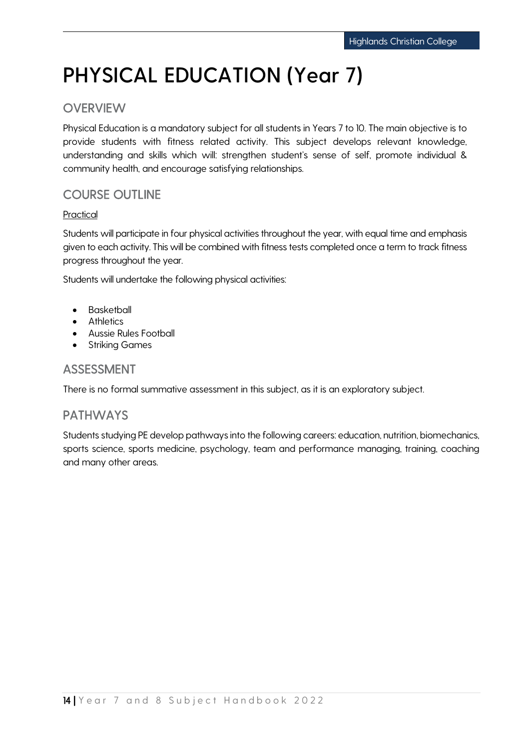# PHYSICAL EDUCATION (Year 7)

## OVERVIEW

Physical Education is a mandatory subject for all students in Years 7 to 10. The main objective is to provide students with fitness related activity. This subject develops relevant knowledge, understanding and skills which will: strengthen student's sense of self, promote individual & community health, and encourage satisfying relationships.

## COURSE OUTLINE

Practical

Students will participate in four physical activities throughout the year, with equal time and emphasis given to each activity. This will be combined with fitness tests completed once a term to track fitness progress throughout the year.

Students will undertake the following physical activities:

- Basketball
- Athletics
- Aussie Rules Football
- Striking Games

## ASSESSMENT

There is no formal summative assessment in this subject, as it is an exploratory subject.

## PATHWAYS

Students studying PE develop pathways into the following careers: education, nutrition, biomechanics, sports science, sports medicine, psychology, team and performance managing, training, coaching and many other areas.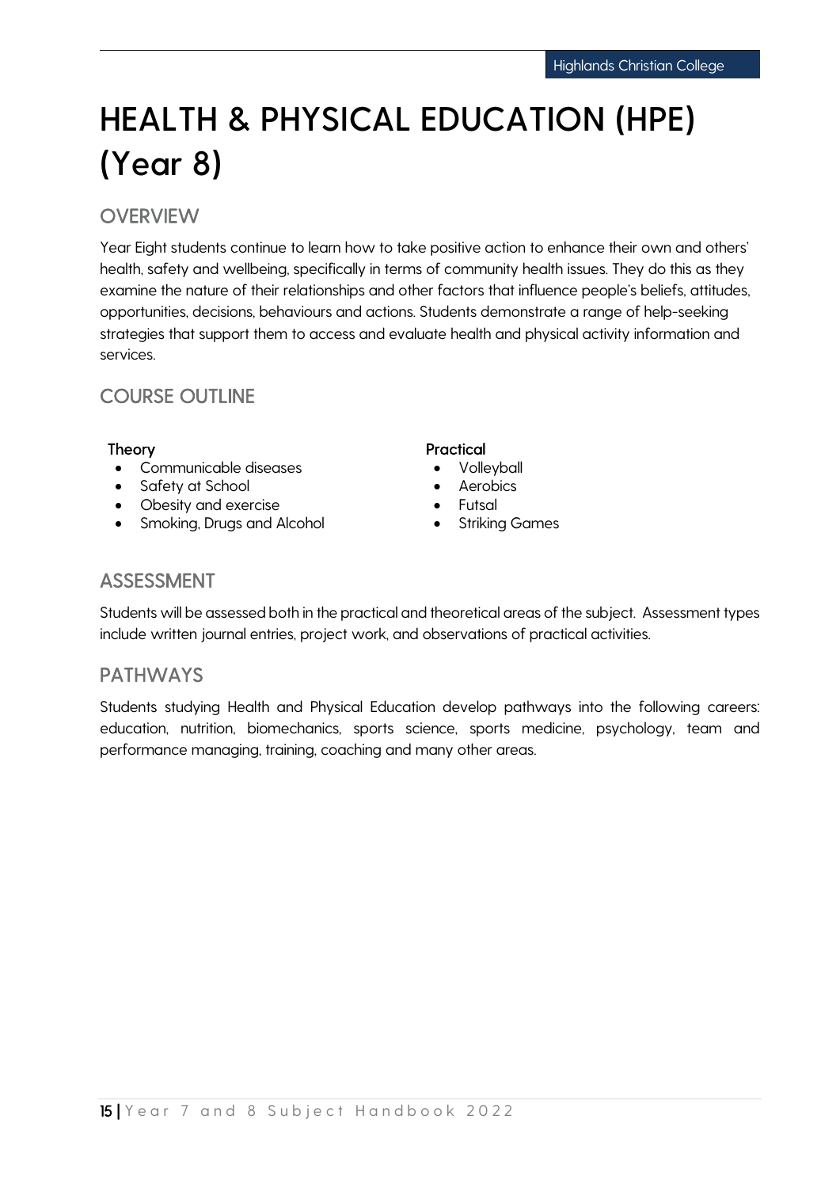# HEALTH & PHYSICAL EDUCATION (HPE) (Year 8)

## OVERVIEW

Year Eight students continue to learn how to take positive action to enhance their own and others' health, safety and wellbeing, specifically in terms of community health issues. They do this as they examine the nature of their relationships and other factors that influence people's beliefs, attitudes, opportunities, decisions, behaviours and actions. Students demonstrate a range of help-seeking strategies that support them to access and evaluate health and physical activity information and services.

## COURSE OUTLINE

**Theory**

- Communicable diseases
- Safety at School
- Obesity and exercise
- Smoking, Drugs and Alcohol

**Practical**

- Volleyball
- Aerobics
- Futsal
- Striking Games

## ASSESSMENT

Students will be assessed both in the practical and theoretical areas of the subject. Assessment types include written journal entries, project work, and observations of practical activities.

## PATHWAYS

Students studying Health and Physical Education develop pathways into the following careers: education, nutrition, biomechanics, sports science, sports medicine, psychology, team and performance managing, training, coaching and many other areas.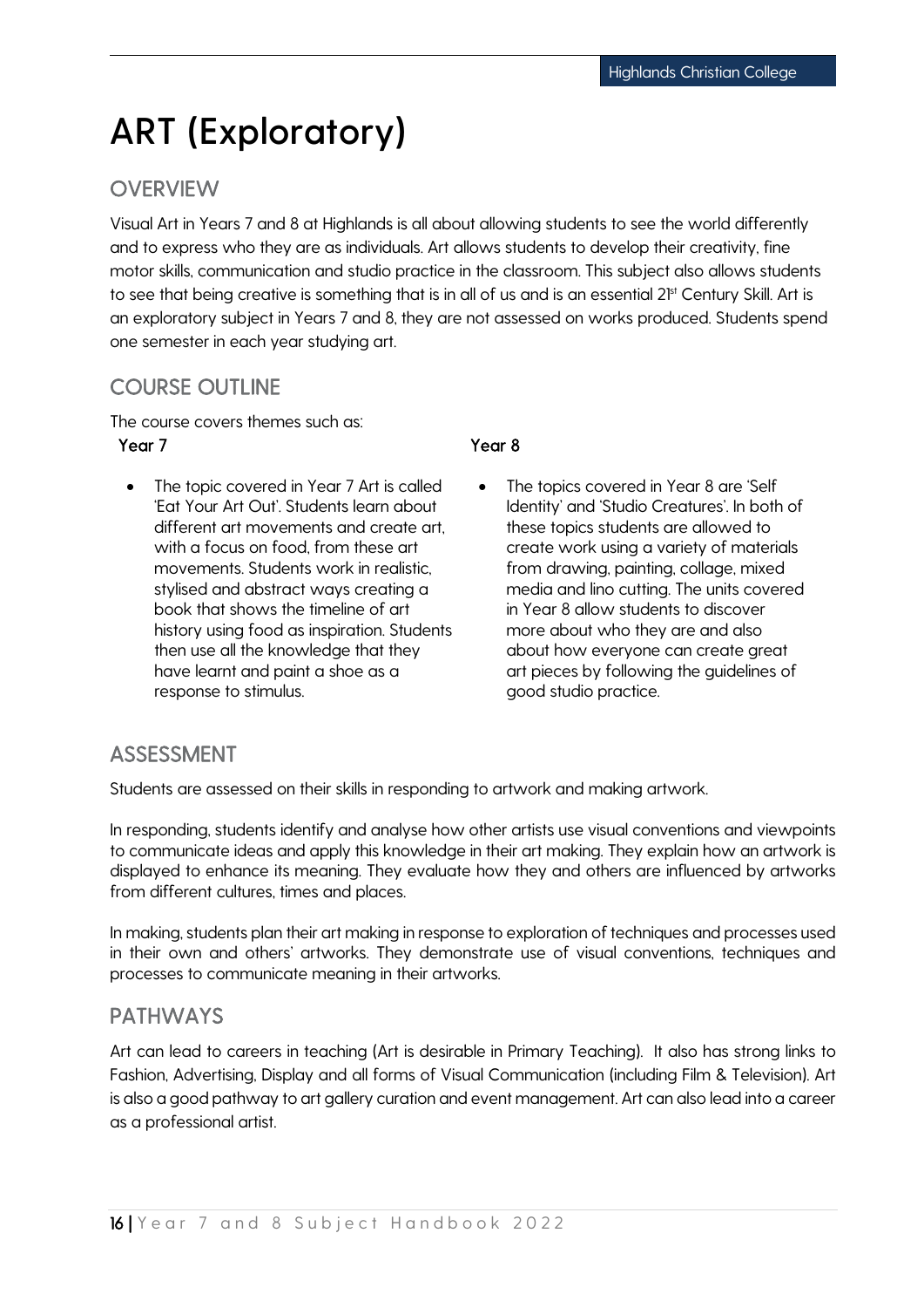# ART (Exploratory)

## OVERVIEW

Visual Art in Years 7 and 8 at Highlands is all about allowing students to see the world differently and to express who they are as individuals. Art allows students to develop their creativity, fine motor skills, communication and studio practice in the classroom. This subject also allows students to see that being creative is something that is in all of us and is an essential 21st Century Skill. Art is an exploratory subject in Years 7 and 8, they are not assessed on works produced. Students spend one semester in each year studying art.

## COURSE OUTLINE

The course covers themes such as:

**Year 7**

- The topic covered in Year 7 Art is called 'Eat Your Art Out'. Students learn about different art movements and create art, with a focus on food, from these art movements. Students work in realistic, stylised and abstract ways creating a book that shows the timeline of art history using food as inspiration. Students then use all the knowledge that they have learnt and paint a shoe as a response to stimulus.

**Year 8**

- The topics covered in Year 8 are 'Self Identity' and 'Studio Creatures'. In both of these topics students are allowed to create work using a variety of materials from drawing, painting, collage, mixed media and lino cutting. The units covered in Year 8 allow students to discover more about who they are and also about how everyone can create great art pieces by following the guidelines of good studio practice.

## ASSESSMENT

Students are assessed on their skills in responding to artwork and making artwork.

In responding, students identify and analyse how other artists use visual conventions and viewpoints to communicate ideas and apply this knowledge in their art making. They explain how an artwork is displayed to enhance its meaning. They evaluate how they and others are influenced by artworks from different cultures, times and places.

In making, students plan their art making in response to exploration of techniques and processes used in their own and others' artworks. They demonstrate use of visual conventions, techniques and processes to communicate meaning in their artworks.

## PATHWAYS

Art can lead to careers in teaching (Art is desirable in Primary Teaching). It also has strong links to Fashion, Advertising, Display and all forms of Visual Communication (including Film & Television). Art is also a good pathway to art gallery curation and event management. Art can also lead into a career as a professional artist.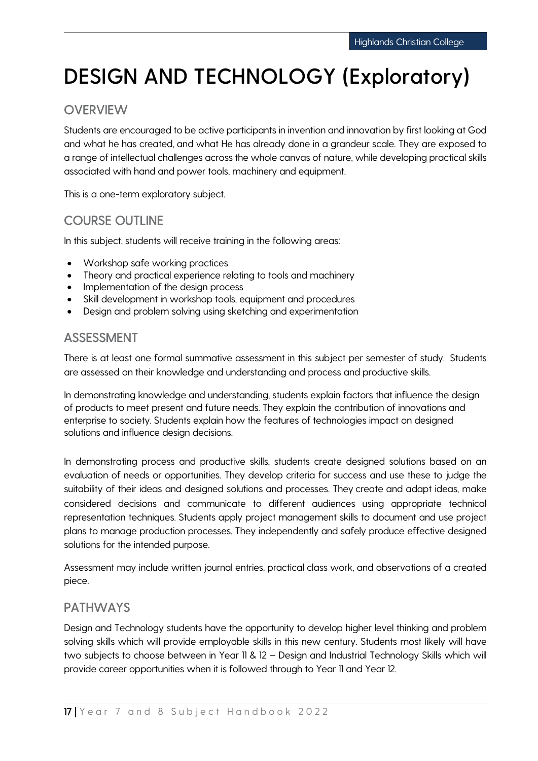# DESIGN AND TECHNOLOGY (Exploratory)

## OVERVIEW

Students are encouraged to be active participants in invention and innovation by first looking at God and what he has created, and what He has already done in a grandeur scale. They are exposed to a range of intellectual challenges across the whole canvas of nature, while developing practical skills associated with hand and power tools, machinery and equipment.

This is a one-term exploratory subject.

## COURSE OUTLINE

In this subject, students will receive training in the following areas:

- Workshop safe working practices
- Theory and practical experience relating to tools and machinery
- Implementation of the design process
- Skill development in workshop tools, equipment and procedures
- Design and problem solving using sketching and experimentation

## ASSESSMENT

There is at least one formal summative assessment in this subject per semester of study. Students are assessed on their knowledge and understanding and process and productive skills.

In demonstrating knowledge and understanding, students explain factors that influence the design of products to meet present and future needs. They explain the contribution of innovations and enterprise to society. Students explain how the features of technologies impact on designed solutions and influence design decisions.

In demonstrating process and productive skills, students create designed solutions based on an evaluation of needs or opportunities. They develop criteria for success and use these to judge the suitability of their ideas and designed solutions and processes. They create and adapt ideas, make considered decisions and communicate to different audiences using appropriate technical representation techniques. Students apply project management skills to document and use project plans to manage production processes. They independently and safely produce effective designed solutions for the intended purpose.

Assessment may include written journal entries, practical class work, and observations of a created piece.

## PATHWAYS

Design and Technology students have the opportunity to develop higher level thinking and problem solving skills which will provide employable skills in this new century. Students most likely will have two subjects to choose between in Year 11 & 12 – Design and Industrial Technology Skills which will provide career opportunities when it is followed through to Year 11 and Year 12.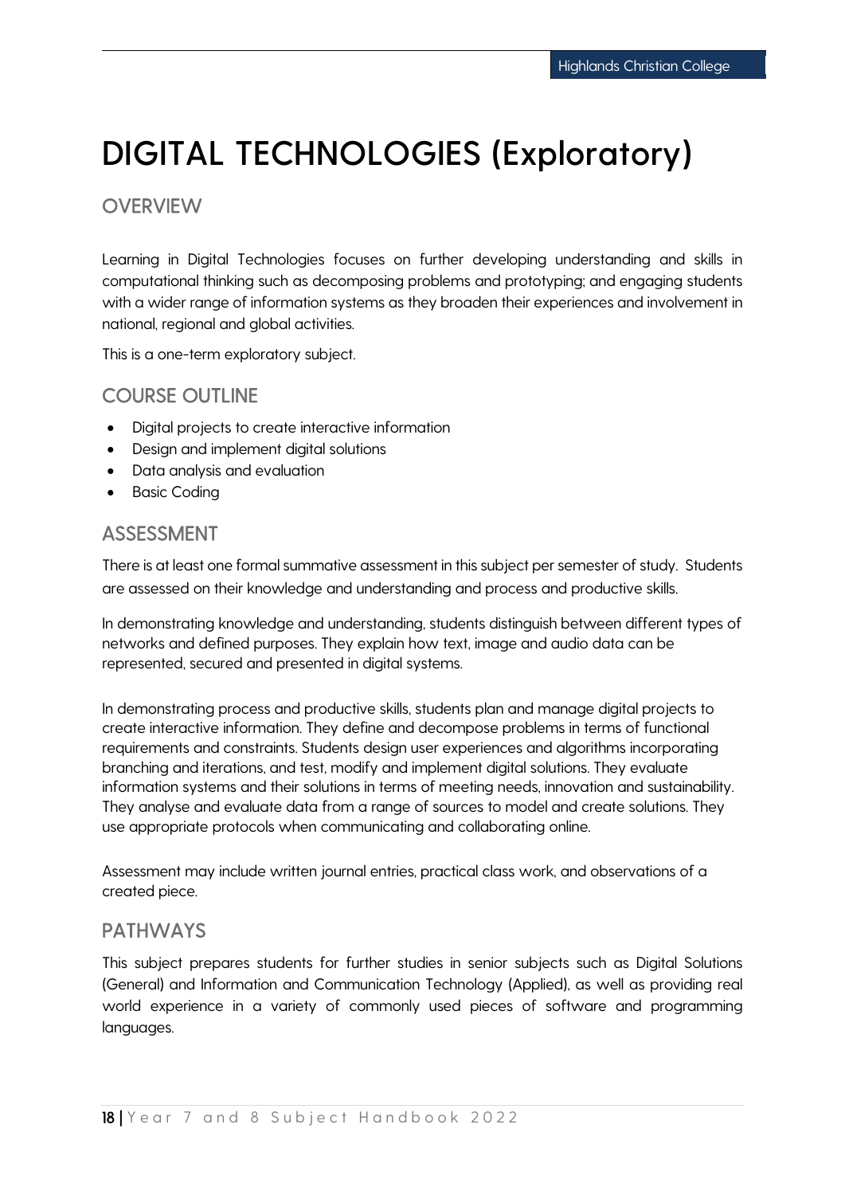# DIGITAL TECHNOLOGIES (Exploratory)

## OVERVIEW

Learning in Digital Technologies focuses on further developing understanding and skills in computational thinking such as decomposing problems and prototyping; and engaging students with a wider range of information systems as they broaden their experiences and involvement in national, regional and global activities.

This is a one-term exploratory subject.

## COURSE OUTLINE

- Digital projects to create interactive information
- Design and implement digital solutions
- Data analysis and evaluation
- Basic Coding

## ASSESSMENT

There is at least one formal summative assessment in this subject per semester of study. Students are assessed on their knowledge and understanding and process and productive skills.

In demonstrating knowledge and understanding, students distinguish between different types of networks and defined purposes. They explain how text, image and audio data can be represented, secured and presented in digital systems.

In demonstrating process and productive skills, students plan and manage digital projects to create interactive information. They define and decompose problems in terms of functional requirements and constraints. Students design user experiences and algorithms incorporating branching and iterations, and test, modify and implement digital solutions. They evaluate information systems and their solutions in terms of meeting needs, innovation and sustainability. They analyse and evaluate data from a range of sources to model and create solutions. They use appropriate protocols when communicating and collaborating online.

Assessment may include written journal entries, practical class work, and observations of a created piece.

## PATHWAYS

This subject prepares students for further studies in senior subjects such as Digital Solutions (General) and Information and Communication Technology (Applied), as well as providing real world experience in a variety of commonly used pieces of software and programming languages.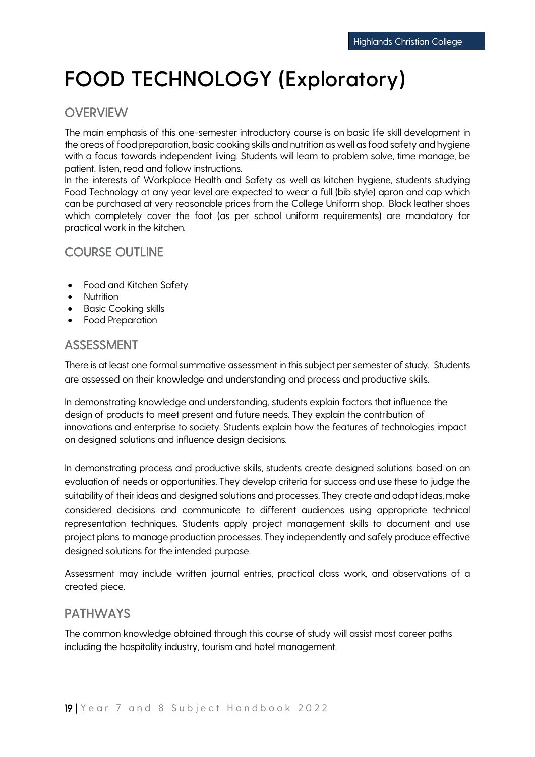# FOOD TECHNOLOGY (Exploratory)

## OVERVIEW

The main emphasis of this one-semester introductory course is on basic life skill development in the areas of food preparation, basic cooking skills and nutrition as well as food safety and hygiene with a focus towards independent living. Students will learn to problem solve, time manage, be patient, listen, read and follow instructions.
In the interests of Workplace Health and Safety as well as kitchen hygiene, students studying Food Technology at any year level are expected to wear a full (bib style) apron and cap which can be purchased at very reasonable prices from the College Uniform shop. Black leather shoes which completely cover the foot (as per school uniform requirements) are mandatory for practical work in the kitchen.

## COURSE OUTLINE

- Food and Kitchen Safety
- Nutrition
- Basic Cooking skills
- Food Preparation

## ASSESSMENT

There is at least one formal summative assessment in this subject per semester of study. Students are assessed on their knowledge and understanding and process and productive skills.

In demonstrating knowledge and understanding, students explain factors that influence the design of products to meet present and future needs. They explain the contribution of innovations and enterprise to society. Students explain how the features of technologies impact on designed solutions and influence design decisions.

In demonstrating process and productive skills, students create designed solutions based on an evaluation of needs or opportunities. They develop criteria for success and use these to judge the suitability of their ideas and designed solutions and processes. They create and adapt ideas, make considered decisions and communicate to different audiences using appropriate technical representation techniques. Students apply project management skills to document and use project plans to manage production processes. They independently and safely produce effective designed solutions for the intended purpose.

Assessment may include written journal entries, practical class work, and observations of a created piece.

## PATHWAYS

The common knowledge obtained through this course of study will assist most career paths including the hospitality industry, tourism and hotel management.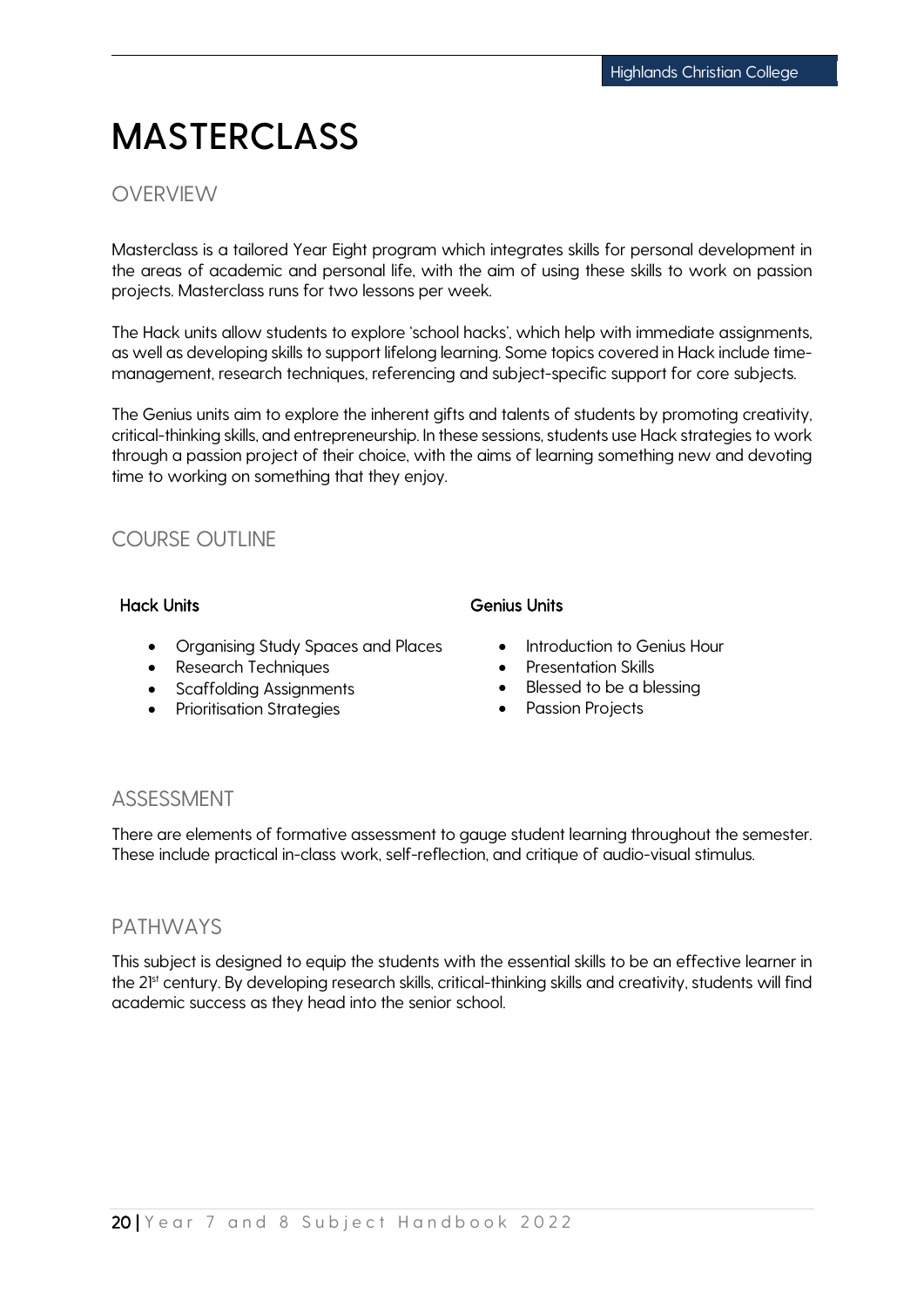# MASTERCLASS

## OVERVIEW

Masterclass is a tailored Year Eight program which integrates skills for personal development in the areas of academic and personal life, with the aim of using these skills to work on passion projects. Masterclass runs for two lessons per week.

The Hack units allow students to explore 'school hacks', which help with immediate assignments, as well as developing skills to support lifelong learning. Some topics covered in Hack include time-management, research techniques, referencing and subject-specific support for core subjects.

The Genius units aim to explore the inherent gifts and talents of students by promoting creativity, critical-thinking skills, and entrepreneurship. In these sessions, students use Hack strategies to work through a passion project of their choice, with the aims of learning something new and devoting time to working on something that they enjoy.

## COURSE OUTLINE

**Hack Units**

- Organising Study Spaces and Places
- Research Techniques
- Scaffolding Assignments
- Prioritisation Strategies

**Genius Units**

- Introduction to Genius Hour
- Presentation Skills
- Blessed to be a blessing
- Passion Projects

## ASSESSMENT

There are elements of formative assessment to gauge student learning throughout the semester. These include practical in-class work, self-reflection, and critique of audio-visual stimulus.

## PATHWAYS

This subject is designed to equip the students with the essential skills to be an effective learner in the 21st century. By developing research skills, critical-thinking skills and creativity, students will find academic success as they head into the senior school.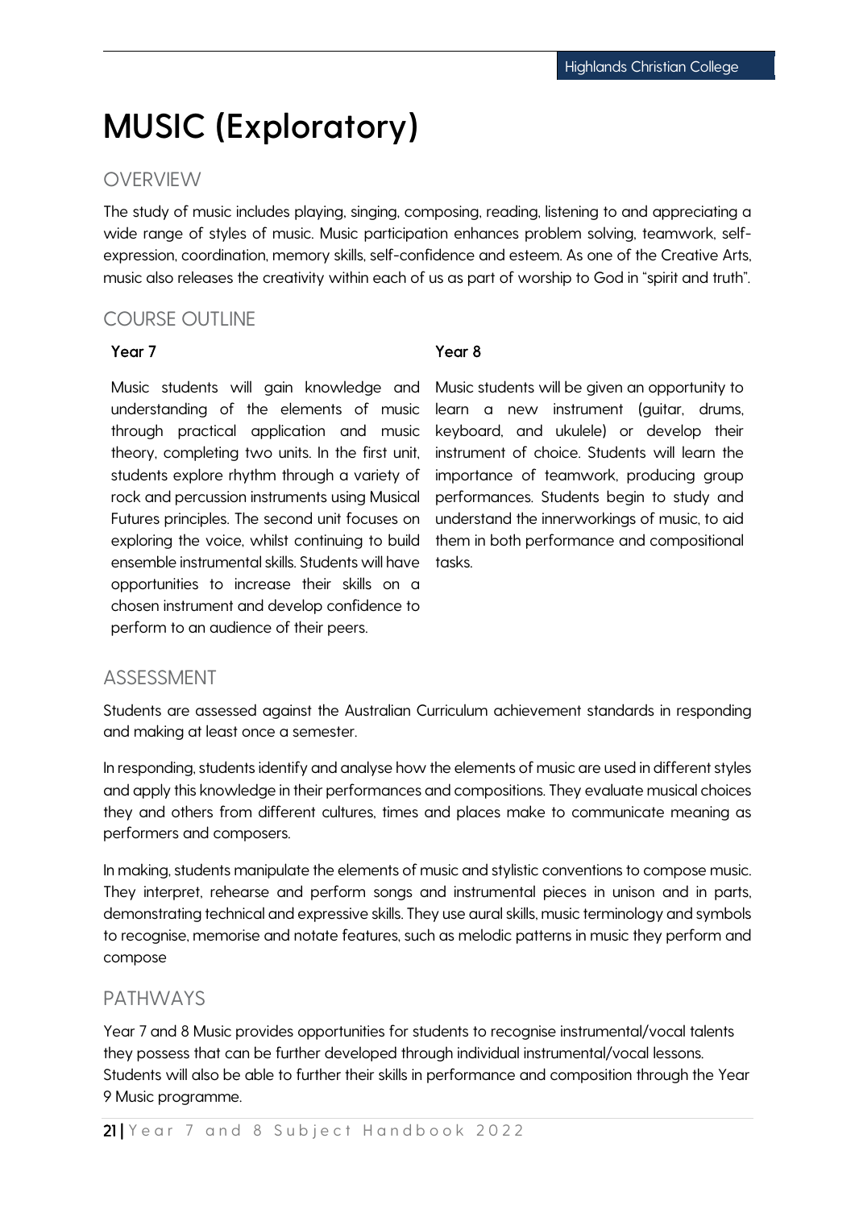# MUSIC (Exploratory)

## OVERVIEW

The study of music includes playing, singing, composing, reading, listening to and appreciating a wide range of styles of music. Music participation enhances problem solving, teamwork, self-expression, coordination, memory skills, self-confidence and esteem. As one of the Creative Arts, music also releases the creativity within each of us as part of worship to God in "spirit and truth".

## COURSE OUTLINE

### Year 7

Music students will gain knowledge and understanding of the elements of music through practical application and music theory, completing two units. In the first unit, students explore rhythm through a variety of rock and percussion instruments using Musical Futures principles. The second unit focuses on exploring the voice, whilst continuing to build ensemble instrumental skills. Students will have opportunities to increase their skills on a chosen instrument and develop confidence to perform to an audience of their peers.

### Year 8

Music students will be given an opportunity to learn a new instrument (guitar, drums, keyboard, and ukulele) or develop their instrument of choice. Students will learn the importance of teamwork, producing group performances. Students begin to study and understand the innerworkings of music, to aid them in both performance and compositional tasks.

## ASSESSMENT

Students are assessed against the Australian Curriculum achievement standards in responding and making at least once a semester.

In responding, students identify and analyse how the elements of music are used in different styles and apply this knowledge in their performances and compositions. They evaluate musical choices they and others from different cultures, times and places make to communicate meaning as performers and composers.

In making, students manipulate the elements of music and stylistic conventions to compose music. They interpret, rehearse and perform songs and instrumental pieces in unison and in parts, demonstrating technical and expressive skills. They use aural skills, music terminology and symbols to recognise, memorise and notate features, such as melodic patterns in music they perform and compose

## PATHWAYS

Year 7 and 8 Music provides opportunities for students to recognise instrumental/vocal talents they possess that can be further developed through individual instrumental/vocal lessons. Students will also be able to further their skills in performance and composition through the Year 9 Music programme.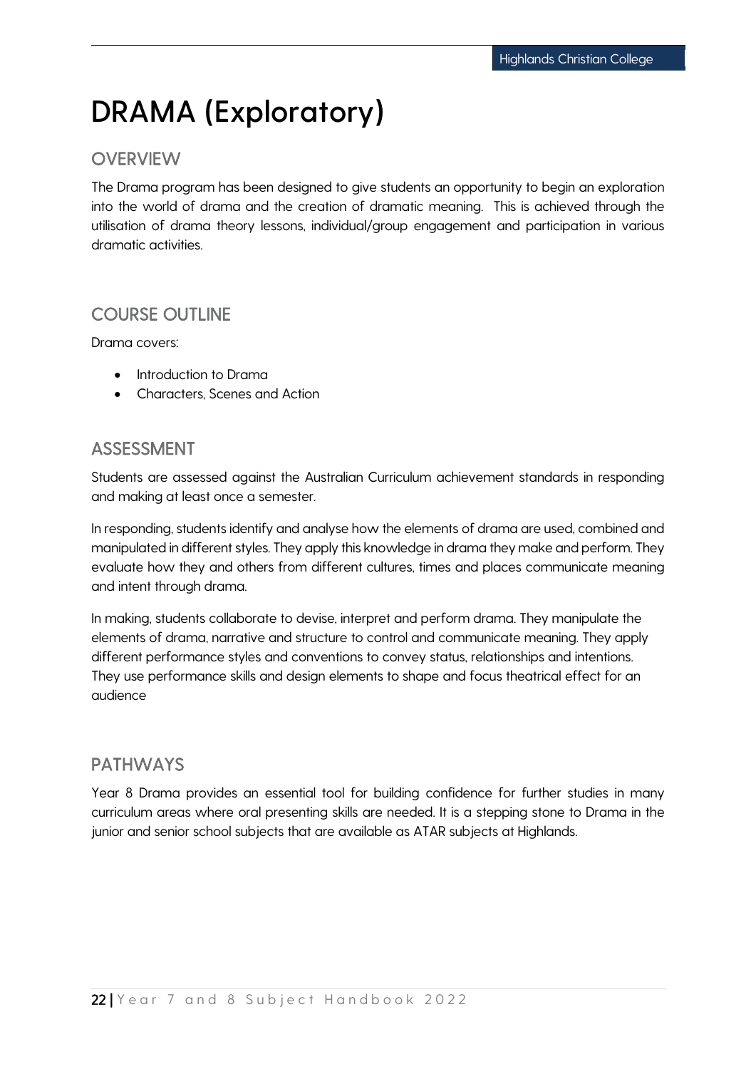# DRAMA (Exploratory)

## OVERVIEW

The Drama program has been designed to give students an opportunity to begin an exploration into the world of drama and the creation of dramatic meaning. This is achieved through the utilisation of drama theory lessons, individual/group engagement and participation in various dramatic activities.

## COURSE OUTLINE

Drama covers:

- Introduction to Drama
- Characters, Scenes and Action

## ASSESSMENT

Students are assessed against the Australian Curriculum achievement standards in responding and making at least once a semester.

In responding, students identify and analyse how the elements of drama are used, combined and manipulated in different styles. They apply this knowledge in drama they make and perform. They evaluate how they and others from different cultures, times and places communicate meaning and intent through drama.

In making, students collaborate to devise, interpret and perform drama. They manipulate the elements of drama, narrative and structure to control and communicate meaning. They apply different performance styles and conventions to convey status, relationships and intentions. They use performance skills and design elements to shape and focus theatrical effect for an audience

## PATHWAYS

Year 8 Drama provides an essential tool for building confidence for further studies in many curriculum areas where oral presenting skills are needed. It is a stepping stone to Drama in the junior and senior school subjects that are available as ATAR subjects at Highlands.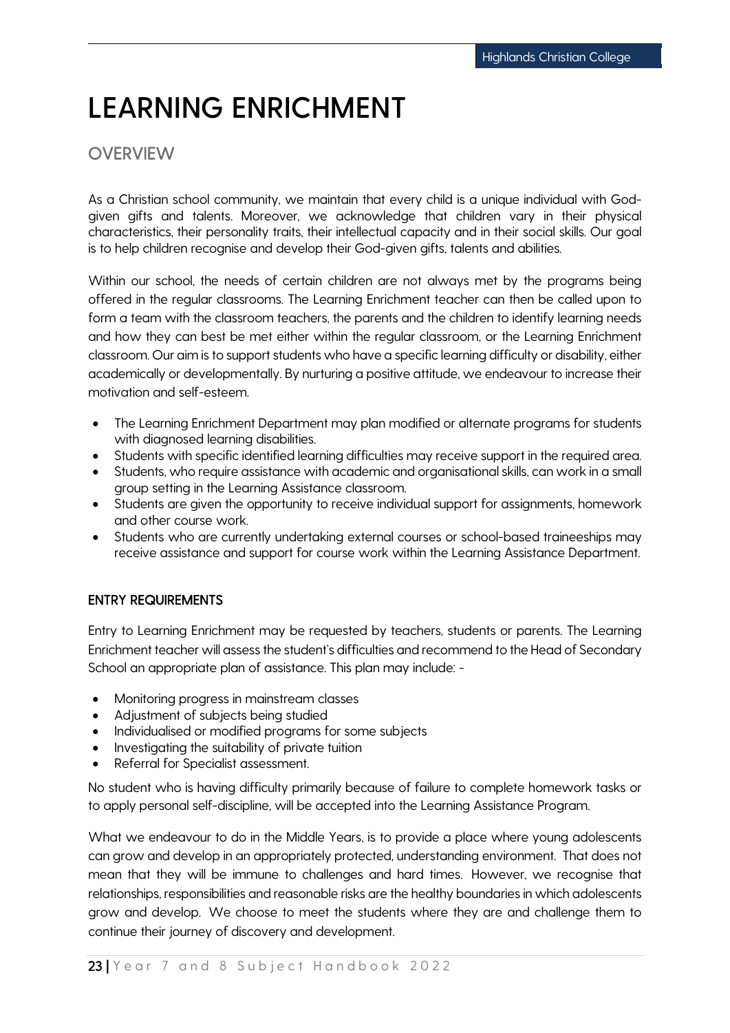# LEARNING ENRICHMENT

## OVERVIEW

As a Christian school community, we maintain that every child is a unique individual with God-given gifts and talents. Moreover, we acknowledge that children vary in their physical characteristics, their personality traits, their intellectual capacity and in their social skills. Our goal is to help children recognise and develop their God-given gifts, talents and abilities.

Within our school, the needs of certain children are not always met by the programs being offered in the regular classrooms. The Learning Enrichment teacher can then be called upon to form a team with the classroom teachers, the parents and the children to identify learning needs and how they can best be met either within the regular classroom, or the Learning Enrichment classroom. Our aim is to support students who have a specific learning difficulty or disability, either academically or developmentally. By nurturing a positive attitude, we endeavour to increase their motivation and self-esteem.

- The Learning Enrichment Department may plan modified or alternate programs for students with diagnosed learning disabilities.
- Students with specific identified learning difficulties may receive support in the required area.
- Students, who require assistance with academic and organisational skills, can work in a small group setting in the Learning Assistance classroom.
- Students are given the opportunity to receive individual support for assignments, homework and other course work.
- Students who are currently undertaking external courses or school-based traineeships may receive assistance and support for course work within the Learning Assistance Department.

### ENTRY REQUIREMENTS

Entry to Learning Enrichment may be requested by teachers, students or parents. The Learning Enrichment teacher will assess the student's difficulties and recommend to the Head of Secondary School an appropriate plan of assistance. This plan may include: -

- Monitoring progress in mainstream classes
- Adjustment of subjects being studied
- Individualised or modified programs for some subjects
- Investigating the suitability of private tuition
- Referral for Specialist assessment.

No student who is having difficulty primarily because of failure to complete homework tasks or to apply personal self-discipline, will be accepted into the Learning Assistance Program.

What we endeavour to do in the Middle Years, is to provide a place where young adolescents can grow and develop in an appropriately protected, understanding environment. That does not mean that they will be immune to challenges and hard times. However, we recognise that relationships, responsibilities and reasonable risks are the healthy boundaries in which adolescents grow and develop. We choose to meet the students where they are and challenge them to continue their journey of discovery and development.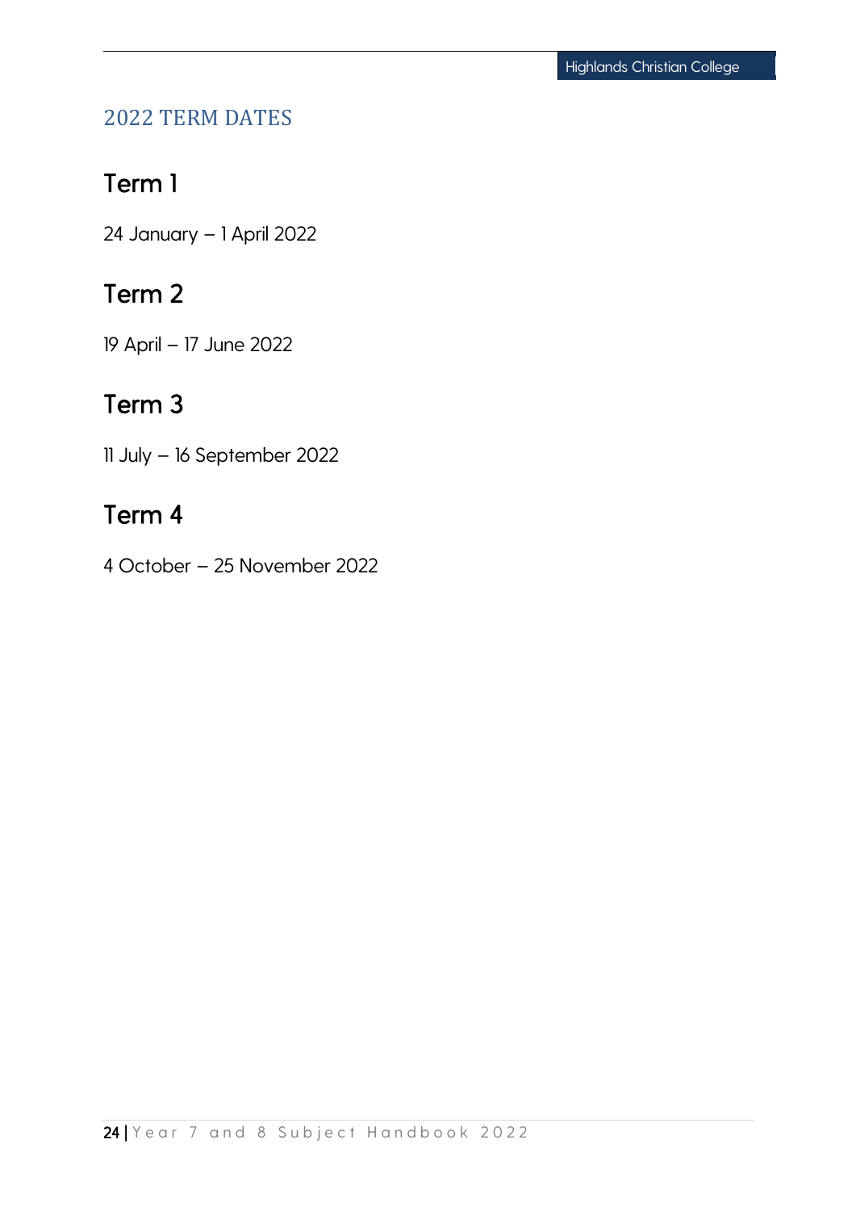## 2022 TERM DATES

### Term 1

24 January – 1 April 2022

### Term 2

19 April – 17 June 2022

### Term 3

11 July – 16 September 2022

### Term 4

4 October – 25 November 2022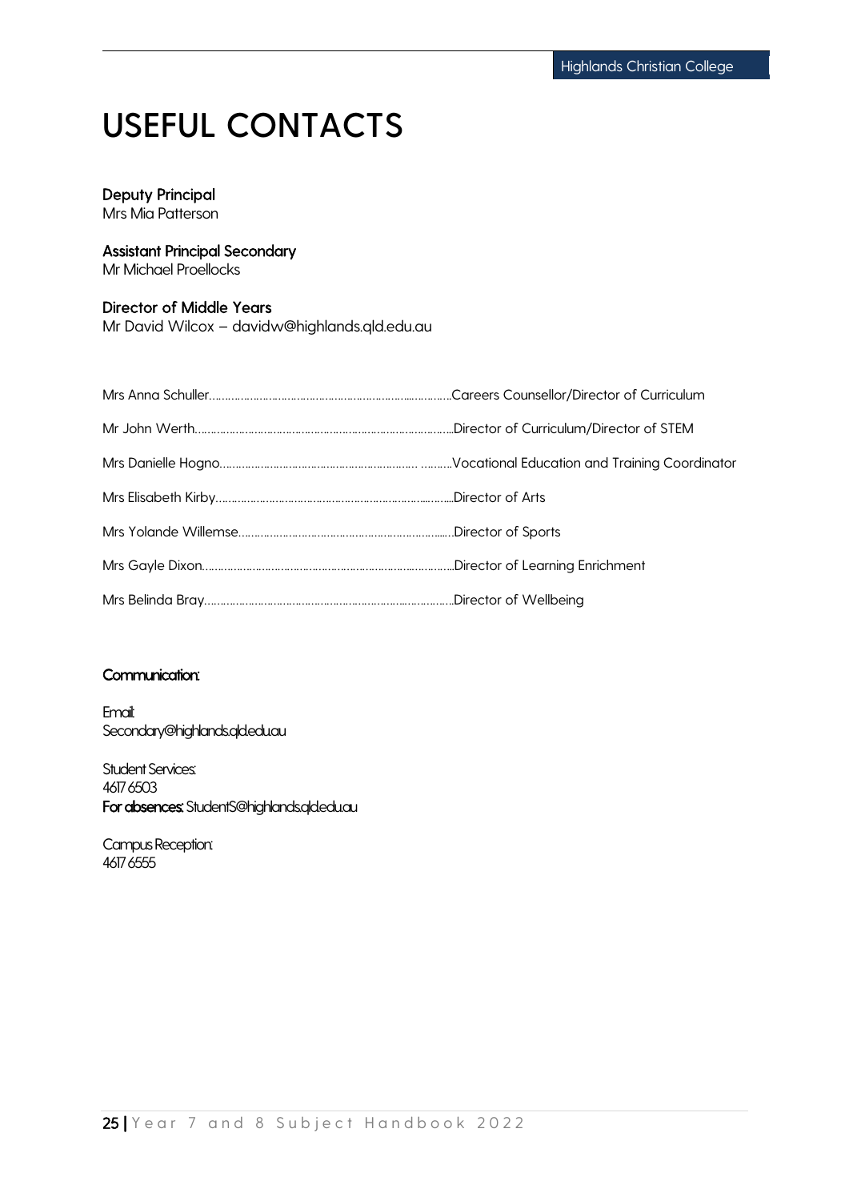# USEFUL CONTACTS

**Deputy Principal**
Mrs Mia Patterson

**Assistant Principal Secondary**
Mr Michael Proellocks

**Director of Middle Years**
Mr David Wilcox – davidw@highlands.qld.edu.au

Mrs Anna Schuller……………………………………………………………Careers Counsellor/Director of Curriculum

Mr John Werth……………………………………………………………………Director of Curriculum/Director of STEM

Mrs Danielle Hogno…………………………………………………… ……….Vocational Education and Training Coordinator

Mrs Elisabeth Kirby…………………………………………………………….Director of Arts

Mrs Yolande Willemse…………………………………………………….....Director of Sports

Mrs Gayle Dixon…………………………………………………………………Director of Learning Enrichment

Mrs Belinda Bray…………………………………………………………………Director of Wellbeing

**Communication:**

Email:
Secondary@highlands.qld.edu.au

Student Services:
4617 6503
**For absences:** StudentS@highlands.qld.edu.au

Campus Reception:
4617 6555